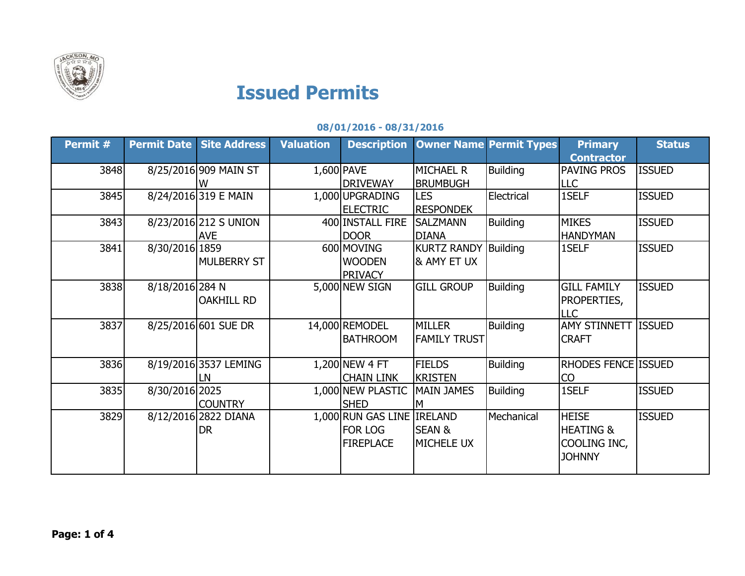# Issued Permits

**08/01/2016 - 08/31/2016**

| Permit # | Permit Date | Site Address | Valuation | Description | Owner Name | Permit Types | Primary Contractor | Status |
|---|---|---|---|---|---|---|---|---|
| 3848 | 8/25/2016 | 909 MAIN ST W | 1,600 | PAVE DRIVEWAY | MICHAEL R BRUMBUGH | Building | PAVING PROS LLC | ISSUED |
| 3845 | 8/24/2016 | 319 E MAIN | 1,000 | UPGRADING ELECTRIC | LES RESPONDEK | Electrical | 1SELF | ISSUED |
| 3843 | 8/23/2016 | 212 S UNION AVE | 400 | INSTALL FIRE DOOR | SALZMANN DIANA | Building | MIKES HANDYMAN | ISSUED |
| 3841 | 8/30/2016 | 1859 MULBERRY ST | 600 | MOVING WOODEN PRIVACY | KURTZ RANDY & AMY ET UX | Building | 1SELF | ISSUED |
| 3838 | 8/18/2016 | 284 N OAKHILL RD | 5,000 | NEW SIGN | GILL GROUP | Building | GILL FAMILY PROPERTIES, LLC | ISSUED |
| 3837 | 8/25/2016 | 601 SUE DR | 14,000 | REMODEL BATHROOM | MILLER FAMILY TRUST | Building | AMY STINNETT CRAFT | ISSUED |
| 3836 | 8/19/2016 | 3537 LEMING LN | 1,200 | NEW 4 FT CHAIN LINK | FIELDS KRISTEN | Building | RHODES FENCE CO | ISSUED |
| 3835 | 8/30/2016 | 2025 COUNTRY | 1,000 | NEW PLASTIC SHED | MAIN JAMES M | Building | 1SELF | ISSUED |
| 3829 | 8/12/2016 | 2822 DIANA DR | 1,000 | RUN GAS LINE FOR LOG FIREPLACE | IRELAND SEAN & MICHELE UX | Mechanical | HEISE HEATING & COOLING INC, JOHNNY | ISSUED |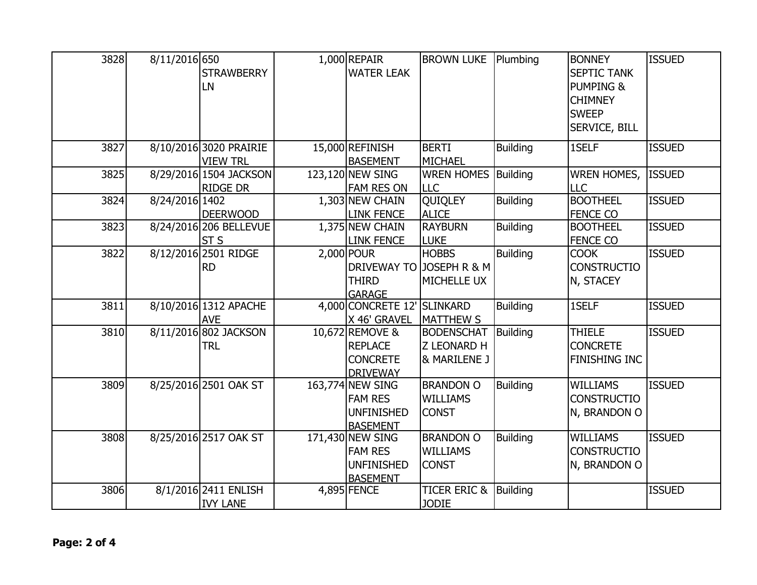| | | | | | | | | |
|---|---|---|---|---|---|---|---|---|
| 3828 | 8/11/2016 | 650 STRAWBERRY LN | 1,000 | REPAIR WATER LEAK | BROWN LUKE | Plumbing | BONNEY SEPTIC TANK PUMPING & CHIMNEY SWEEP SERVICE, BILL | ISSUED |
| 3827 | 8/10/2016 | 3020 PRAIRIE VIEW TRL | 15,000 | REFINISH BASEMENT | BERTI MICHAEL | Building | 1SELF | ISSUED |
| 3825 | 8/29/2016 | 1504 JACKSON RIDGE DR | 123,120 | NEW SING FAM RES ON | WREN HOMES LLC | Building | WREN HOMES, LLC | ISSUED |
| 3824 | 8/24/2016 | 1402 DEERWOOD | 1,303 | NEW CHAIN LINK FENCE | QUIQLEY ALICE | Building | BOOTHEEL FENCE CO | ISSUED |
| 3823 | 8/24/2016 | 206 BELLEVUE ST S | 1,375 | NEW CHAIN LINK FENCE | RAYBURN LUKE | Building | BOOTHEEL FENCE CO | ISSUED |
| 3822 | 8/12/2016 | 2501 RIDGE RD | 2,000 | POUR DRIVEWAY TO THIRD GARAGE | HOBBS JOSEPH R & M MICHELLE UX | Building | COOK CONSTRUCTION, STACEY | ISSUED |
| 3811 | 8/10/2016 | 1312 APACHE AVE | 4,000 | CONCRETE 12' X 46' GRAVEL | SLINKARD MATTHEW S | Building | 1SELF | ISSUED |
| 3810 | 8/11/2016 | 802 JACKSON TRL | 10,672 | REMOVE & REPLACE CONCRETE DRIVEWAY | BODENSCHATZ LEONARD H & MARILENE J | Building | THIELE CONCRETE FINISHING INC | ISSUED |
| 3809 | 8/25/2016 | 2501 OAK ST | 163,774 | NEW SING FAM RES UNFINISHED BASEMENT | BRANDON O WILLIAMS CONST | Building | WILLIAMS CONSTRUCTION, BRANDON O | ISSUED |
| 3808 | 8/25/2016 | 2517 OAK ST | 171,430 | NEW SING FAM RES UNFINISHED BASEMENT | BRANDON O WILLIAMS CONST | Building | WILLIAMS CONSTRUCTION, BRANDON O | ISSUED |
| 3806 | 8/1/2016 | 2411 ENLISH IVY LANE | 4,895 | FENCE | TICER ERIC & JODIE | Building | | ISSUED |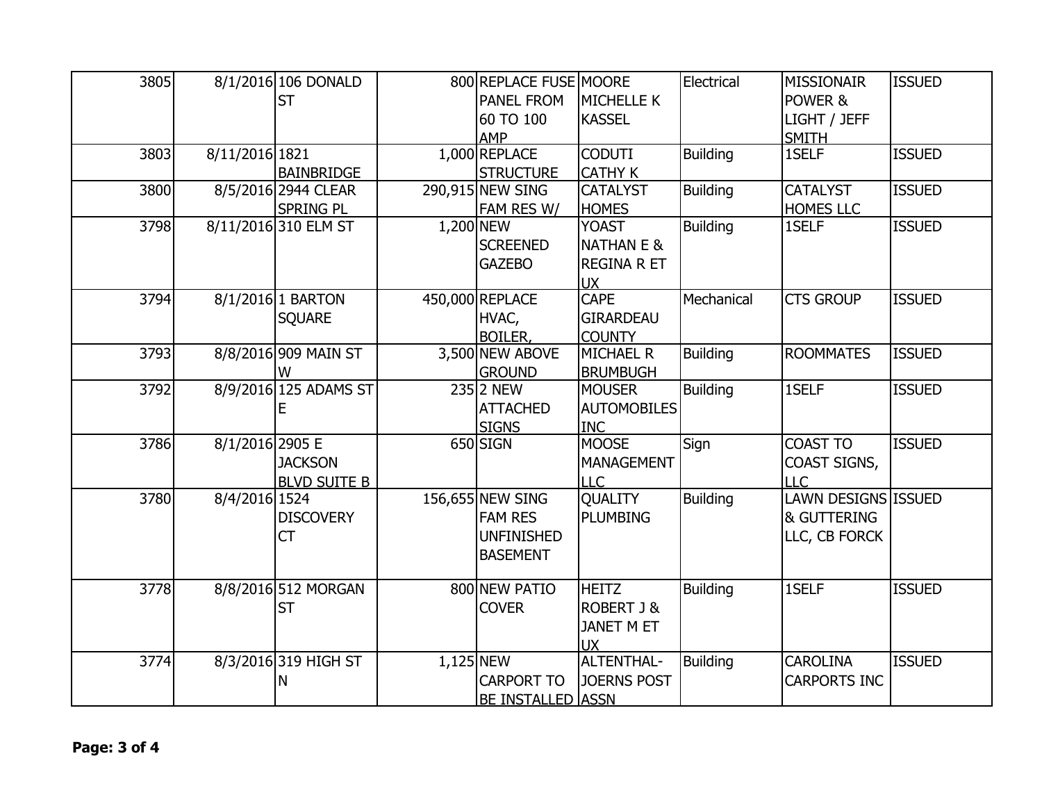| | | | | | | | | |
|---|---|---|---|---|---|---|---|---|
| 3805 | 8/1/2016 | 106 DONALD ST | 800 | REPLACE FUSE PANEL FROM 60 TO 100 AMP | MOORE MICHELLE K KASSEL | Electrical | MISSIONAIR POWER & LIGHT / JEFF SMITH | ISSUED |
| 3803 | 8/11/2016 | 1821 BAINBRIDGE | 1,000 | REPLACE STRUCTURE | CODUTI CATHY K | Building | 1SELF | ISSUED |
| 3800 | 8/5/2016 | 2944 CLEAR SPRING PL | 290,915 | NEW SING FAM RES W/ | CATALYST HOMES | Building | CATALYST HOMES LLC | ISSUED |
| 3798 | 8/11/2016 | 310 ELM ST | 1,200 | NEW SCREENED GAZEBO | YOAST NATHAN E & REGINA R ET UX | Building | 1SELF | ISSUED |
| 3794 | 8/1/2016 | 1 BARTON SQUARE | 450,000 | REPLACE HVAC, BOILER, | CAPE GIRARDEAU COUNTY | Mechanical | CTS GROUP | ISSUED |
| 3793 | 8/8/2016 | 909 MAIN ST W | 3,500 | NEW ABOVE GROUND | MICHAEL R BRUMBUGH | Building | ROOMMATES | ISSUED |
| 3792 | 8/9/2016 | 125 ADAMS ST E | 235 | 2 NEW ATTACHED SIGNS | MOUSER AUTOMOBILES INC | Building | 1SELF | ISSUED |
| 3786 | 8/1/2016 | 2905 E JACKSON BLVD SUITE B | 650 | SIGN | MOOSE MANAGEMENT LLC | Sign | COAST TO COAST SIGNS, LLC | ISSUED |
| 3780 | 8/4/2016 | 1524 DISCOVERY CT | 156,655 | NEW SING FAM RES UNFINISHED BASEMENT | QUALITY PLUMBING | Building | LAWN DESIGNS & GUTTERING LLC, CB FORCK | ISSUED |
| 3778 | 8/8/2016 | 512 MORGAN ST | 800 | NEW PATIO COVER | HEITZ ROBERT J & JANET M ET UX | Building | 1SELF | ISSUED |
| 3774 | 8/3/2016 | 319 HIGH ST N | 1,125 | NEW CARPORT TO BE INSTALLED | ALTENTHAL-JOERNS POST ASSN | Building | CAROLINA CARPORTS INC | ISSUED |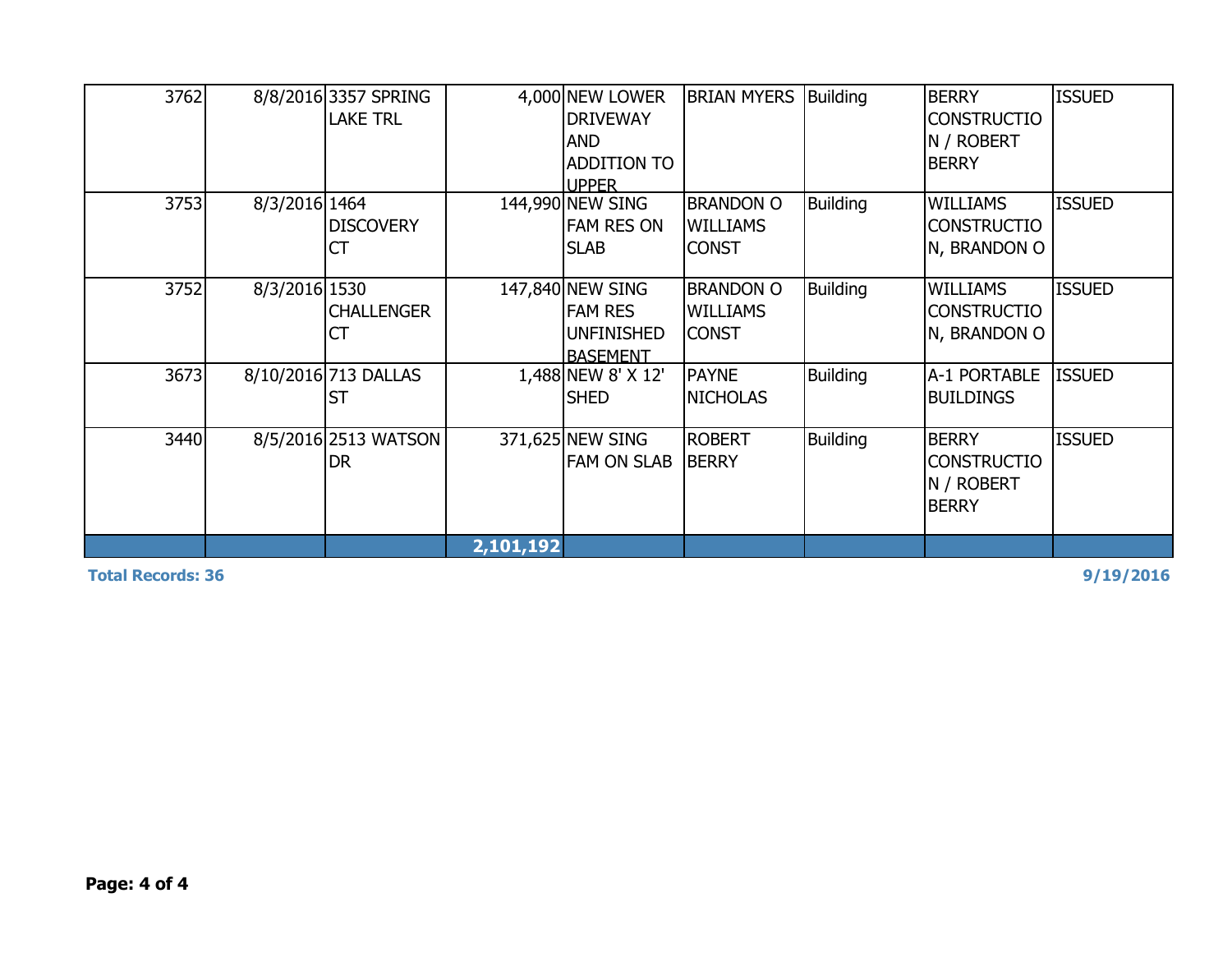| | | | | | | | | |
|---|---|---|---|---|---|---|---|---|
| 3762 | 8/8/2016 | 3357 SPRING LAKE TRL | 4,000 | NEW LOWER DRIVEWAY AND ADDITION TO UPPER | BRIAN MYERS | Building | BERRY CONSTRUCTION / ROBERT BERRY | ISSUED |
| 3753 | 8/3/2016 | 1464 DISCOVERY CT | 144,990 | NEW SING FAM RES ON SLAB | BRANDON O WILLIAMS CONST | Building | WILLIAMS CONSTRUCTION, BRANDON O | ISSUED |
| 3752 | 8/3/2016 | 1530 CHALLENGER CT | 147,840 | NEW SING FAM RES UNFINISHED BASEMENT | BRANDON O WILLIAMS CONST | Building | WILLIAMS CONSTRUCTION, BRANDON O | ISSUED |
| 3673 | 8/10/2016 | 713 DALLAS ST | 1,488 | NEW 8' X 12' SHED | PAYNE NICHOLAS | Building | A-1 PORTABLE BUILDINGS | ISSUED |
| 3440 | 8/5/2016 | 2513 WATSON DR | 371,625 | NEW SING FAM ON SLAB | ROBERT BERRY | Building | BERRY CONSTRUCTION / ROBERT BERRY | ISSUED |
| | | | **2,101,192** | | | | | |

**Total Records: 36**

**9/19/2016**